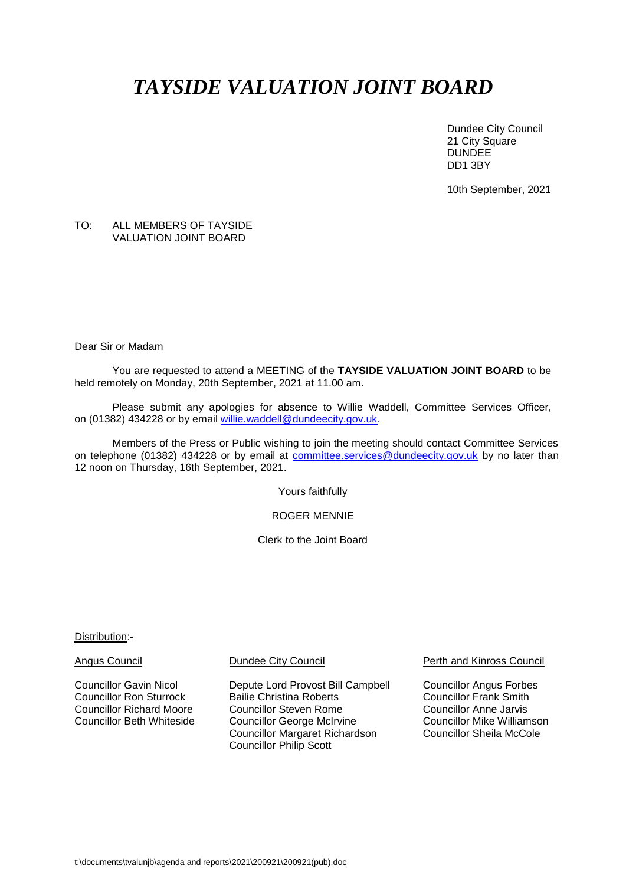# *TAYSIDE VALUATION JOINT BOARD*

Dundee City Council
21 City Square
DUNDEE
DD1 3BY

10th September, 2021

TO: ALL MEMBERS OF TAYSIDE VALUATION JOINT BOARD

Dear Sir or Madam

You are requested to attend a MEETING of the **TAYSIDE VALUATION JOINT BOARD** to be held remotely on Monday, 20th September, 2021 at 11.00 am.

Please submit any apologies for absence to Willie Waddell, Committee Services Officer, on (01382) 434228 or by email willie.waddell@dundeecity.gov.uk.

Members of the Press or Public wishing to join the meeting should contact Committee Services on telephone (01382) 434228 or by email at committee.services@dundeecity.gov.uk by no later than 12 noon on Thursday, 16th September, 2021.

Yours faithfully

ROGER MENNIE

Clerk to the Joint Board

Distribution:-

| Angus Council | Dundee City Council | Perth and Kinross Council |
|---|---|---|
| Councillor Gavin Nicol | Depute Lord Provost Bill Campbell | Councillor Angus Forbes |
| Councillor Ron Sturrock | Bailie Christina Roberts | Councillor Frank Smith |
| Councillor Richard Moore | Councillor Steven Rome | Councillor Anne Jarvis |
| Councillor Beth Whiteside | Councillor George McIrvine | Councillor Mike Williamson |
| | Councillor Margaret Richardson | Councillor Sheila McCole |
| | Councillor Philip Scott | |

t:\documents\tvalunjb\agenda and reports\2021\200921\200921(pub).doc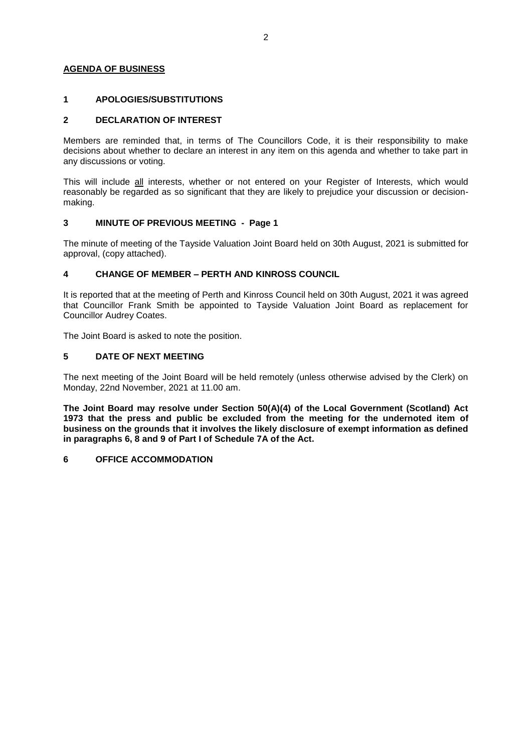**AGENDA OF BUSINESS**

## 1 APOLOGIES/SUBSTITUTIONS

## 2 DECLARATION OF INTEREST

Members are reminded that, in terms of The Councillors Code, it is their responsibility to make decisions about whether to declare an interest in any item on this agenda and whether to take part in any discussions or voting.

This will include all interests, whether or not entered on your Register of Interests, which would reasonably be regarded as so significant that they are likely to prejudice your discussion or decision-making.

## 3 MINUTE OF PREVIOUS MEETING - Page 1

The minute of meeting of the Tayside Valuation Joint Board held on 30th August, 2021 is submitted for approval, (copy attached).

## 4 CHANGE OF MEMBER – PERTH AND KINROSS COUNCIL

It is reported that at the meeting of Perth and Kinross Council held on 30th August, 2021 it was agreed that Councillor Frank Smith be appointed to Tayside Valuation Joint Board as replacement for Councillor Audrey Coates.

The Joint Board is asked to note the position.

## 5 DATE OF NEXT MEETING

The next meeting of the Joint Board will be held remotely (unless otherwise advised by the Clerk) on Monday, 22nd November, 2021 at 11.00 am.

**The Joint Board may resolve under Section 50(A)(4) of the Local Government (Scotland) Act 1973 that the press and public be excluded from the meeting for the undernoted item of business on the grounds that it involves the likely disclosure of exempt information as defined in paragraphs 6, 8 and 9 of Part I of Schedule 7A of the Act.**

## 6 OFFICE ACCOMMODATION